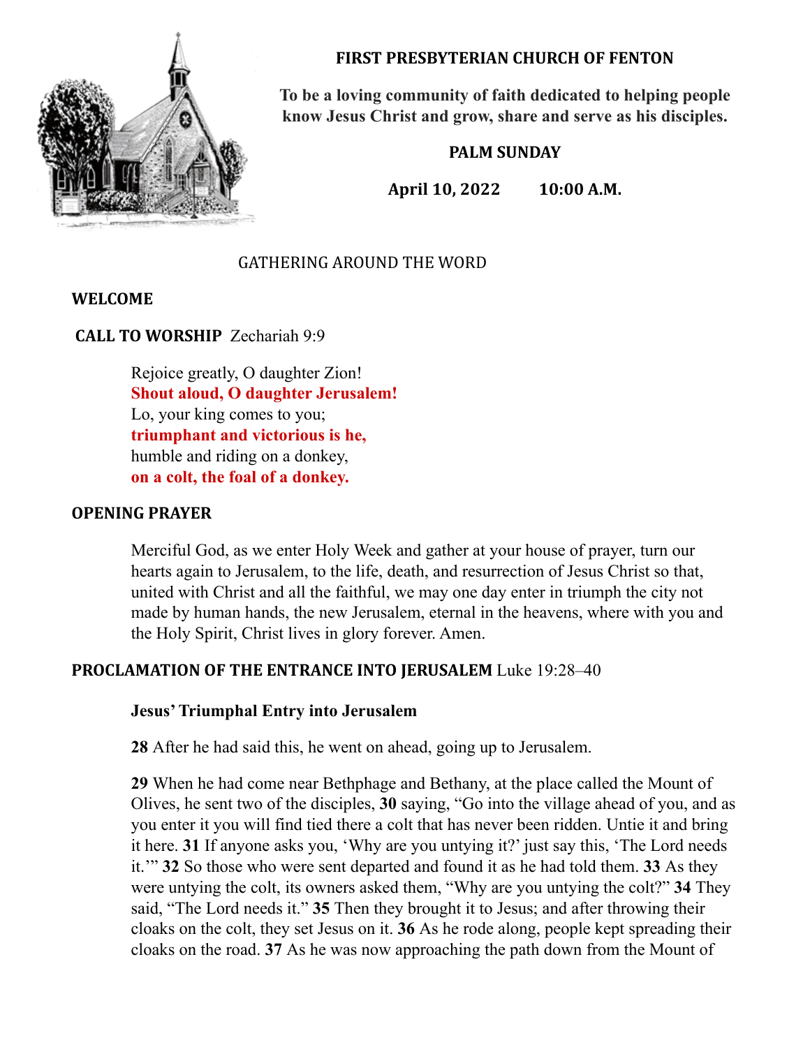# FIRST PRESBYTERIAN CHURCH OF FENTON

**To be a loving community of faith dedicated to helping people know Jesus Christ and grow, share and serve as his disciples.**

**PALM SUNDAY**

**April 10, 2022 10:00 A.M.**

GATHERING AROUND THE WORD

**WELCOME**

**CALL TO WORSHIP** Zechariah 9:9

Rejoice greatly, O daughter Zion!
**Shout aloud, O daughter Jerusalem!**
Lo, your king comes to you;
**triumphant and victorious is he,**
humble and riding on a donkey,
**on a colt, the foal of a donkey.**

**OPENING PRAYER**

Merciful God, as we enter Holy Week and gather at your house of prayer, turn our hearts again to Jerusalem, to the life, death, and resurrection of Jesus Christ so that, united with Christ and all the faithful, we may one day enter in triumph the city not made by human hands, the new Jerusalem, eternal in the heavens, where with you and the Holy Spirit, Christ lives in glory forever. Amen.

**PROCLAMATION OF THE ENTRANCE INTO JERUSALEM** Luke 19:28–40

**Jesus' Triumphal Entry into Jerusalem**

**28** After he had said this, he went on ahead, going up to Jerusalem.

**29** When he had come near Bethphage and Bethany, at the place called the Mount of Olives, he sent two of the disciples, **30** saying, "Go into the village ahead of you, and as you enter it you will find tied there a colt that has never been ridden. Untie it and bring it here. **31** If anyone asks you, 'Why are you untying it?' just say this, 'The Lord needs it.'" **32** So those who were sent departed and found it as he had told them. **33** As they were untying the colt, its owners asked them, "Why are you untying the colt?" **34** They said, "The Lord needs it." **35** Then they brought it to Jesus; and after throwing their cloaks on the colt, they set Jesus on it. **36** As he rode along, people kept spreading their cloaks on the road. **37** As he was now approaching the path down from the Mount of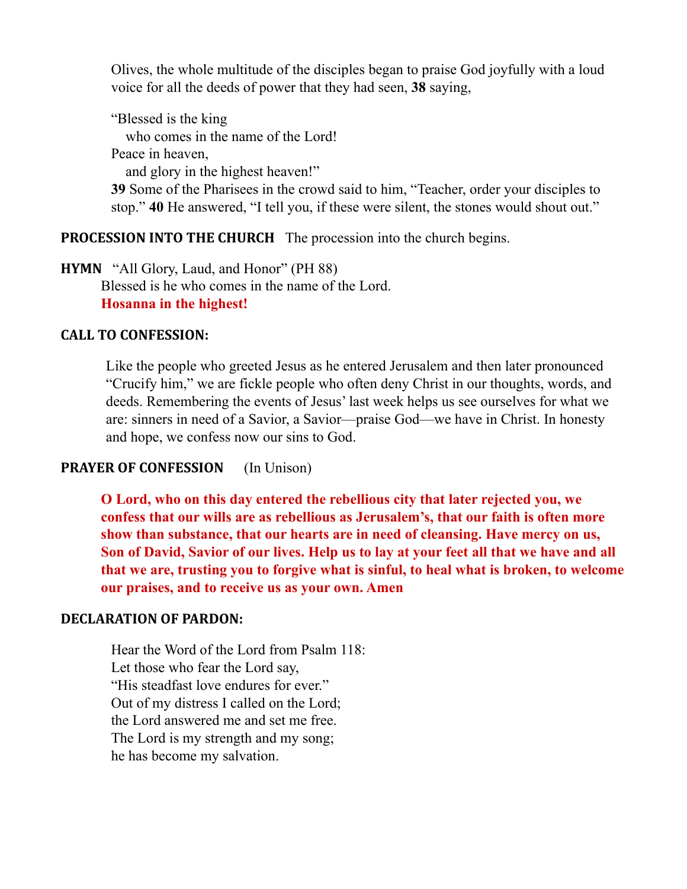Olives, the whole multitude of the disciples began to praise God joyfully with a loud voice for all the deeds of power that they had seen, **38** saying,

"Blessed is the king
   who comes in the name of the Lord!
Peace in heaven,
   and glory in the highest heaven!"

**39** Some of the Pharisees in the crowd said to him, "Teacher, order your disciples to stop." **40** He answered, "I tell you, if these were silent, the stones would shout out."

**PROCESSION INTO THE CHURCH** The procession into the church begins.

**HYMN** "All Glory, Laud, and Honor" (PH 88)

Blessed is he who comes in the name of the Lord.
**Hosanna in the highest!**

**CALL TO CONFESSION:**

Like the people who greeted Jesus as he entered Jerusalem and then later pronounced "Crucify him," we are fickle people who often deny Christ in our thoughts, words, and deeds. Remembering the events of Jesus' last week helps us see ourselves for what we are: sinners in need of a Savior, a Savior—praise God—we have in Christ. In honesty and hope, we confess now our sins to God.

**PRAYER OF CONFESSION** (In Unison)

**O Lord, who on this day entered the rebellious city that later rejected you, we confess that our wills are as rebellious as Jerusalem's, that our faith is often more show than substance, that our hearts are in need of cleansing. Have mercy on us, Son of David, Savior of our lives. Help us to lay at your feet all that we have and all that we are, trusting you to forgive what is sinful, to heal what is broken, to welcome our praises, and to receive us as your own. Amen**

**DECLARATION OF PARDON:**

Hear the Word of the Lord from Psalm 118:
Let those who fear the Lord say,
"His steadfast love endures for ever."
Out of my distress I called on the Lord;
the Lord answered me and set me free.
The Lord is my strength and my song;
he has become my salvation.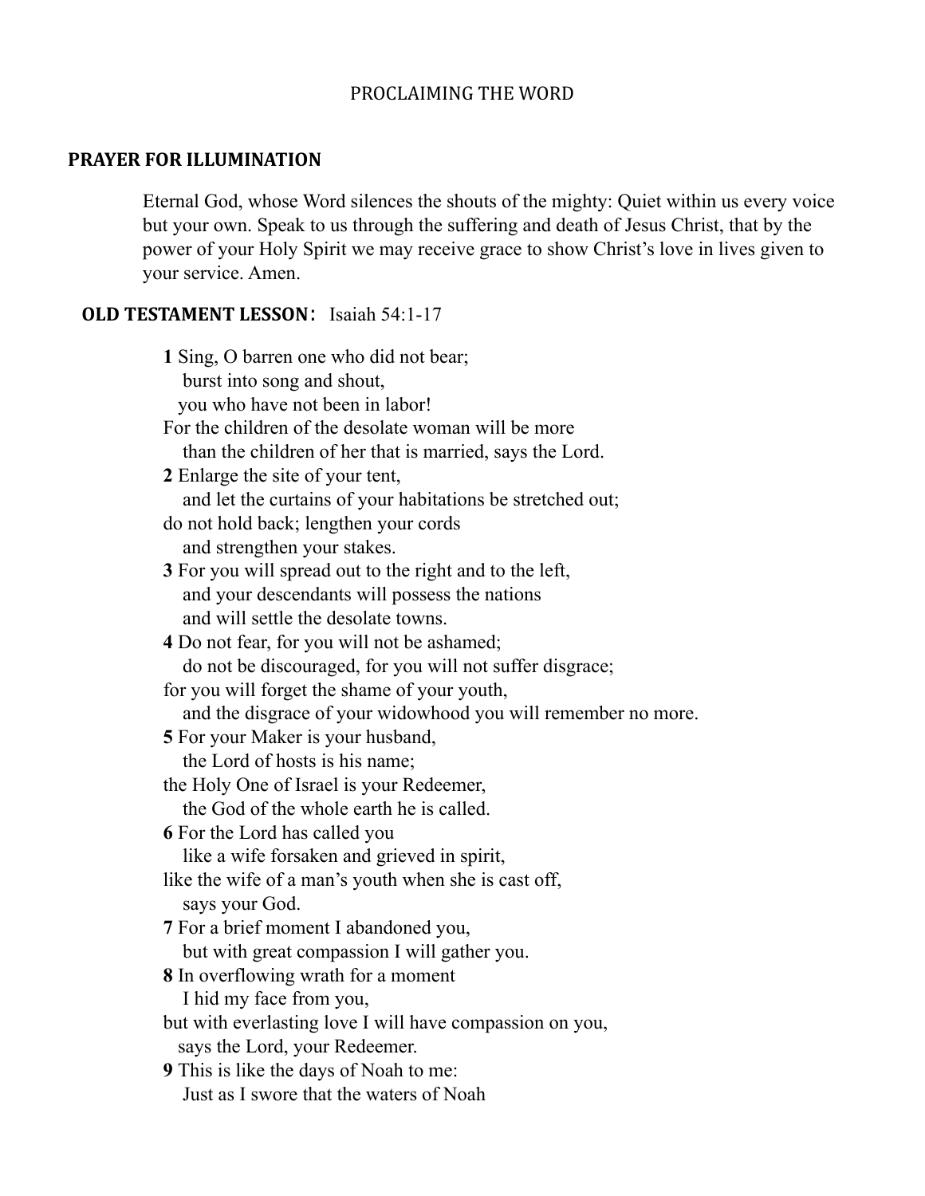PROCLAIMING THE WORD

## PRAYER FOR ILLUMINATION

Eternal God, whose Word silences the shouts of the mighty: Quiet within us every voice but your own. Speak to us through the suffering and death of Jesus Christ, that by the power of your Holy Spirit we may receive grace to show Christ's love in lives given to your service. Amen.

## OLD TESTAMENT LESSON: Isaiah 54:1-17

**1** Sing, O barren one who did not bear;  
burst into song and shout,  
you who have not been in labor!  
For the children of the desolate woman will be more  
than the children of her that is married, says the Lord.  
**2** Enlarge the site of your tent,  
and let the curtains of your habitations be stretched out;  
do not hold back; lengthen your cords  
and strengthen your stakes.  
**3** For you will spread out to the right and to the left,  
and your descendants will possess the nations  
and will settle the desolate towns.  
**4** Do not fear, for you will not be ashamed;  
do not be discouraged, for you will not suffer disgrace;  
for you will forget the shame of your youth,  
and the disgrace of your widowhood you will remember no more.  
**5** For your Maker is your husband,  
the Lord of hosts is his name;  
the Holy One of Israel is your Redeemer,  
the God of the whole earth he is called.  
**6** For the Lord has called you  
like a wife forsaken and grieved in spirit,  
like the wife of a man's youth when she is cast off,  
says your God.  
**7** For a brief moment I abandoned you,  
but with great compassion I will gather you.  
**8** In overflowing wrath for a moment  
I hid my face from you,  
but with everlasting love I will have compassion on you,  
says the Lord, your Redeemer.  
**9** This is like the days of Noah to me:  
Just as I swore that the waters of Noah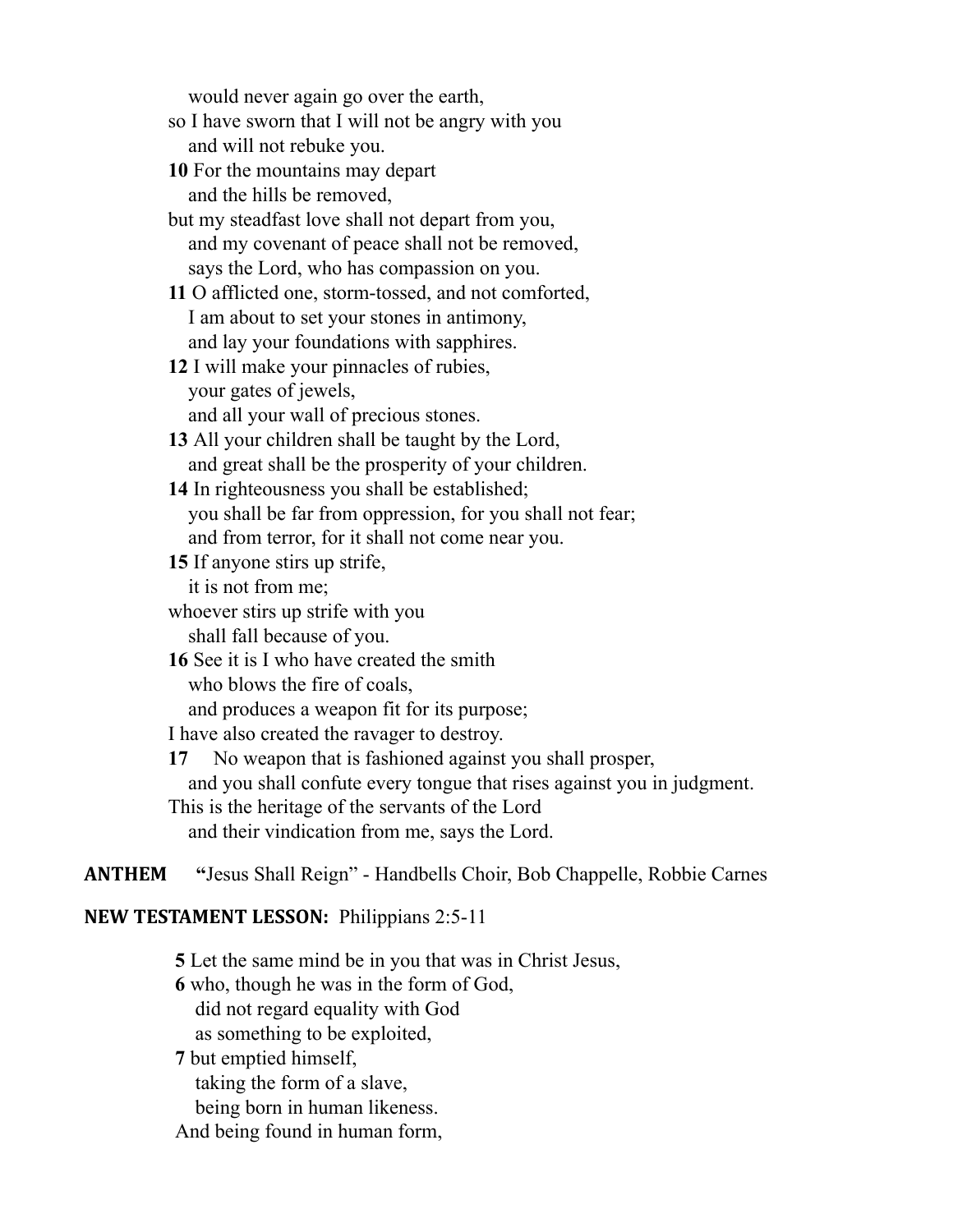would never again go over the earth,  
so I have sworn that I will not be angry with you  
and will not rebuke you.  
**10** For the mountains may depart  
and the hills be removed,  
but my steadfast love shall not depart from you,  
and my covenant of peace shall not be removed,  
says the Lord, who has compassion on you.  
**11** O afflicted one, storm-tossed, and not comforted,  
I am about to set your stones in antimony,  
and lay your foundations with sapphires.  
**12** I will make your pinnacles of rubies,  
your gates of jewels,  
and all your wall of precious stones.  
**13** All your children shall be taught by the Lord,  
and great shall be the prosperity of your children.  
**14** In righteousness you shall be established;  
you shall be far from oppression, for you shall not fear;  
and from terror, for it shall not come near you.  
**15** If anyone stirs up strife,  
it is not from me;  
whoever stirs up strife with you  
shall fall because of you.  
**16** See it is I who have created the smith  
who blows the fire of coals,  
and produces a weapon fit for its purpose;  
I have also created the ravager to destroy.  
**17** No weapon that is fashioned against you shall prosper,  
and you shall confute every tongue that rises against you in judgment.  
This is the heritage of the servants of the Lord  
and their vindication from me, says the Lord.

**ANTHEM** **"**Jesus Shall Reign" - Handbells Choir, Bob Chappelle, Robbie Carnes

**NEW TESTAMENT LESSON:** Philippians 2:5-11

**5** Let the same mind be in you that was in Christ Jesus,  
**6** who, though he was in the form of God,  
did not regard equality with God  
as something to be exploited,  
**7** but emptied himself,  
taking the form of a slave,  
being born in human likeness.  
And being found in human form,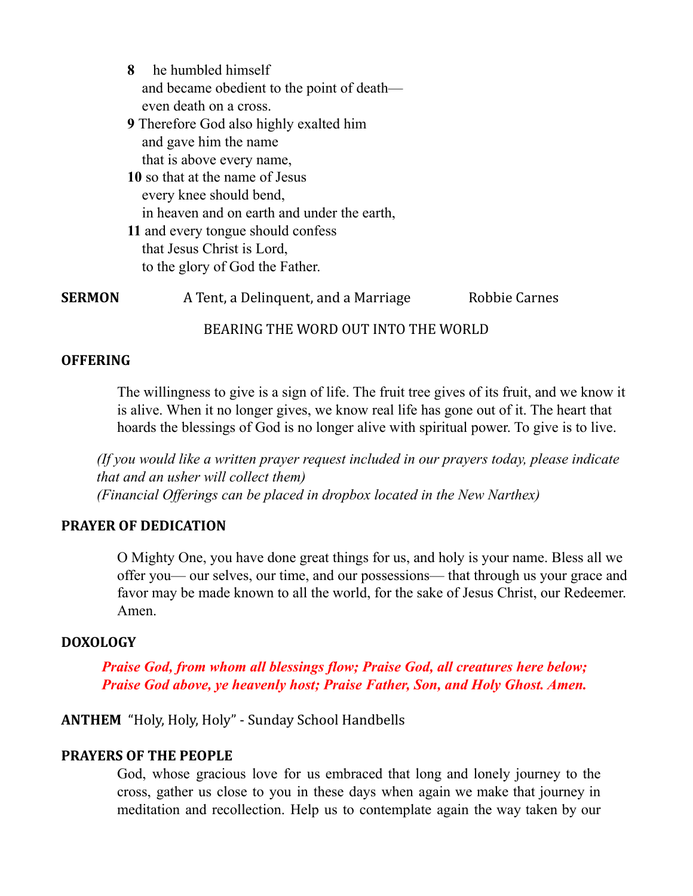**8** he humbled himself
and became obedient to the point of death—
even death on a cross.
**9** Therefore God also highly exalted him
and gave him the name
that is above every name,
**10** so that at the name of Jesus
every knee should bend,
in heaven and on earth and under the earth,
**11** and every tongue should confess
that Jesus Christ is Lord,
to the glory of God the Father.

**SERMON** A Tent, a Delinquent, and a Marriage Robbie Carnes

BEARING THE WORD OUT INTO THE WORLD

**OFFERING**

The willingness to give is a sign of life. The fruit tree gives of its fruit, and we know it is alive. When it no longer gives, we know real life has gone out of it. The heart that hoards the blessings of God is no longer alive with spiritual power. To give is to live.

*(If you would like a written prayer request included in our prayers today, please indicate that and an usher will collect them)*
*(Financial Offerings can be placed in dropbox located in the New Narthex)*

**PRAYER OF DEDICATION**

O Mighty One, you have done great things for us, and holy is your name. Bless all we offer you— our selves, our time, and our possessions— that through us your grace and favor may be made known to all the world, for the sake of Jesus Christ, our Redeemer. Amen.

**DOXOLOGY**

***Praise God, from whom all blessings flow; Praise God, all creatures here below; Praise God above, ye heavenly host; Praise Father, Son, and Holy Ghost. Amen.***

**ANTHEM** "Holy, Holy, Holy" - Sunday School Handbells

**PRAYERS OF THE PEOPLE**

God, whose gracious love for us embraced that long and lonely journey to the cross, gather us close to you in these days when again we make that journey in meditation and recollection. Help us to contemplate again the way taken by our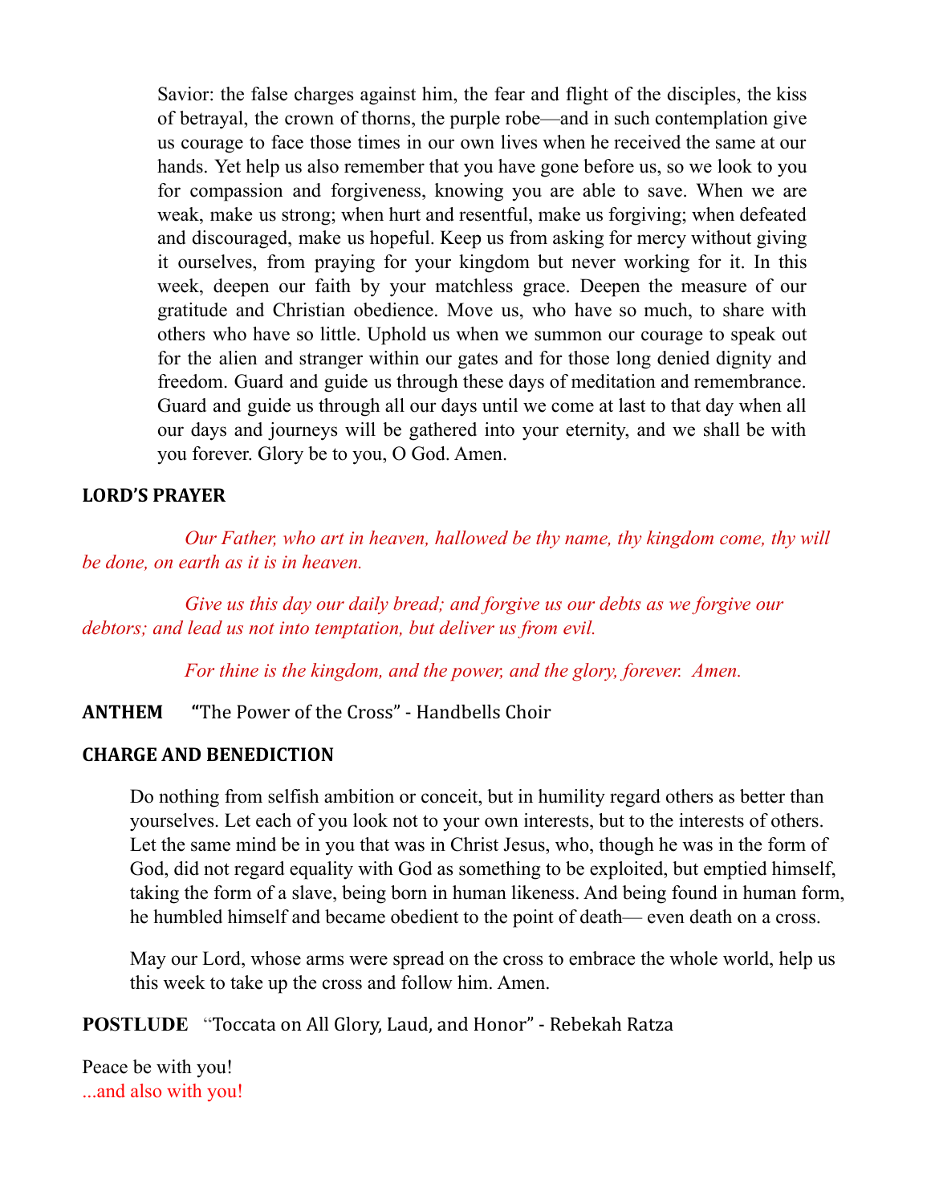Savior: the false charges against him, the fear and flight of the disciples, the kiss of betrayal, the crown of thorns, the purple robe—and in such contemplation give us courage to face those times in our own lives when he received the same at our hands. Yet help us also remember that you have gone before us, so we look to you for compassion and forgiveness, knowing you are able to save. When we are weak, make us strong; when hurt and resentful, make us forgiving; when defeated and discouraged, make us hopeful. Keep us from asking for mercy without giving it ourselves, from praying for your kingdom but never working for it. In this week, deepen our faith by your matchless grace. Deepen the measure of our gratitude and Christian obedience. Move us, who have so much, to share with others who have so little. Uphold us when we summon our courage to speak out for the alien and stranger within our gates and for those long denied dignity and freedom. Guard and guide us through these days of meditation and remembrance. Guard and guide us through all our days until we come at last to that day when all our days and journeys will be gathered into your eternity, and we shall be with you forever. Glory be to you, O God. Amen.

**LORD'S PRAYER**

*Our Father, who art in heaven, hallowed be thy name, thy kingdom come, thy will be done, on earth as it is in heaven.*

*Give us this day our daily bread; and forgive us our debts as we forgive our debtors; and lead us not into temptation, but deliver us from evil.*

*For thine is the kingdom, and the power, and the glory, forever. Amen.*

**ANTHEM** "The Power of the Cross" - Handbells Choir

**CHARGE AND BENEDICTION**

Do nothing from selfish ambition or conceit, but in humility regard others as better than yourselves. Let each of you look not to your own interests, but to the interests of others. Let the same mind be in you that was in Christ Jesus, who, though he was in the form of God, did not regard equality with God as something to be exploited, but emptied himself, taking the form of a slave, being born in human likeness. And being found in human form, he humbled himself and became obedient to the point of death— even death on a cross.

May our Lord, whose arms were spread on the cross to embrace the whole world, help us this week to take up the cross and follow him. Amen.

**POSTLUDE** "Toccata on All Glory, Laud, and Honor" - Rebekah Ratza

Peace be with you!
...and also with you!